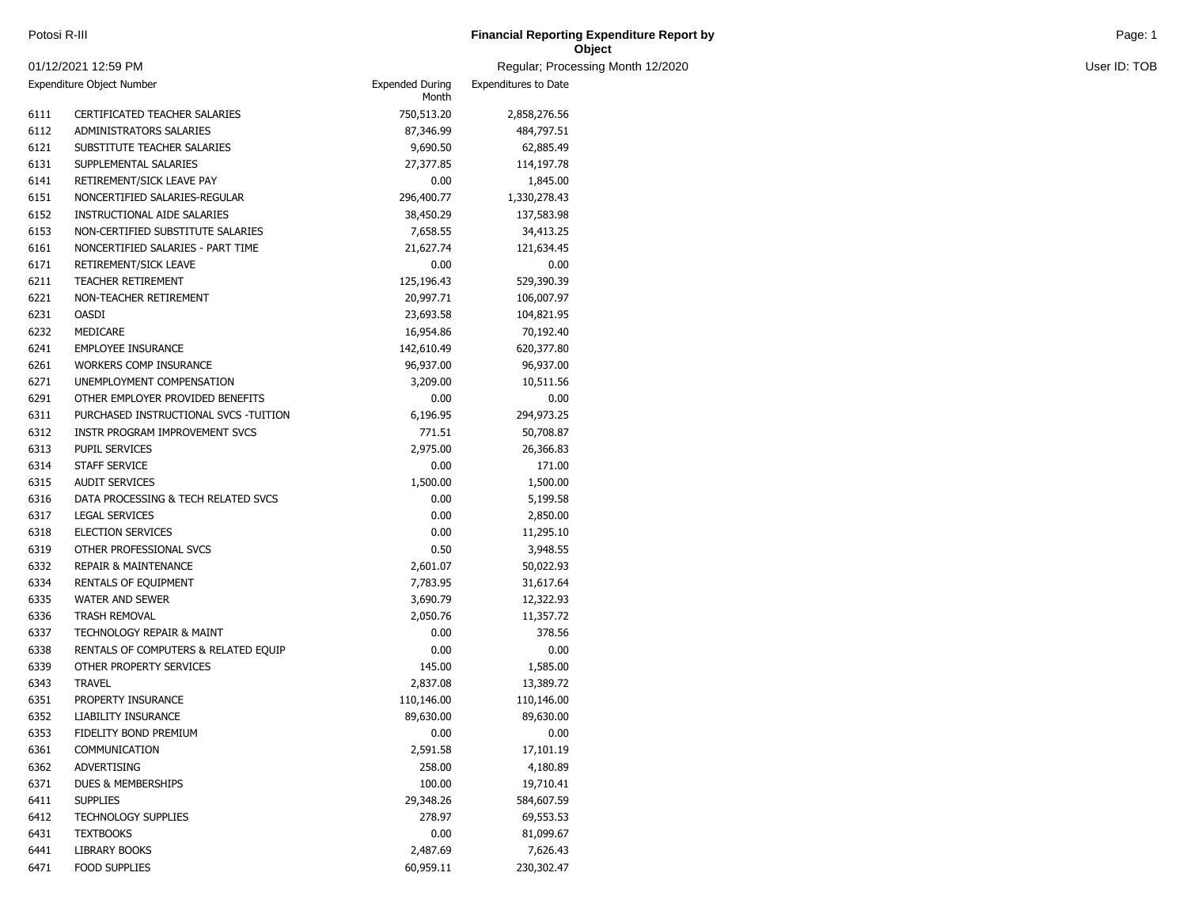Potosi R-III

# Financial Reporting Expenditure Report by Object

01/12/2021 12:59 PM

Regular; Processing Month 12/2020

User ID: TOB

| Expenditure Object Number | | Expended During Month | Expenditures to Date |
|---|---|---|---|
| 6111 | CERTIFICATED TEACHER SALARIES | 750,513.20 | 2,858,276.56 |
| 6112 | ADMINISTRATORS SALARIES | 87,346.99 | 484,797.51 |
| 6121 | SUBSTITUTE TEACHER SALARIES | 9,690.50 | 62,885.49 |
| 6131 | SUPPLEMENTAL SALARIES | 27,377.85 | 114,197.78 |
| 6141 | RETIREMENT/SICK LEAVE PAY | 0.00 | 1,845.00 |
| 6151 | NONCERTIFIED SALARIES-REGULAR | 296,400.77 | 1,330,278.43 |
| 6152 | INSTRUCTIONAL AIDE SALARIES | 38,450.29 | 137,583.98 |
| 6153 | NON-CERTIFIED SUBSTITUTE SALARIES | 7,658.55 | 34,413.25 |
| 6161 | NONCERTIFIED SALARIES - PART TIME | 21,627.74 | 121,634.45 |
| 6171 | RETIREMENT/SICK LEAVE | 0.00 | 0.00 |
| 6211 | TEACHER RETIREMENT | 125,196.43 | 529,390.39 |
| 6221 | NON-TEACHER RETIREMENT | 20,997.71 | 106,007.97 |
| 6231 | OASDI | 23,693.58 | 104,821.95 |
| 6232 | MEDICARE | 16,954.86 | 70,192.40 |
| 6241 | EMPLOYEE INSURANCE | 142,610.49 | 620,377.80 |
| 6261 | WORKERS COMP INSURANCE | 96,937.00 | 96,937.00 |
| 6271 | UNEMPLOYMENT COMPENSATION | 3,209.00 | 10,511.56 |
| 6291 | OTHER EMPLOYER PROVIDED BENEFITS | 0.00 | 0.00 |
| 6311 | PURCHASED INSTRUCTIONAL SVCS -TUITION | 6,196.95 | 294,973.25 |
| 6312 | INSTR PROGRAM IMPROVEMENT SVCS | 771.51 | 50,708.87 |
| 6313 | PUPIL SERVICES | 2,975.00 | 26,366.83 |
| 6314 | STAFF SERVICE | 0.00 | 171.00 |
| 6315 | AUDIT SERVICES | 1,500.00 | 1,500.00 |
| 6316 | DATA PROCESSING & TECH RELATED SVCS | 0.00 | 5,199.58 |
| 6317 | LEGAL SERVICES | 0.00 | 2,850.00 |
| 6318 | ELECTION SERVICES | 0.00 | 11,295.10 |
| 6319 | OTHER PROFESSIONAL SVCS | 0.50 | 3,948.55 |
| 6332 | REPAIR & MAINTENANCE | 2,601.07 | 50,022.93 |
| 6334 | RENTALS OF EQUIPMENT | 7,783.95 | 31,617.64 |
| 6335 | WATER AND SEWER | 3,690.79 | 12,322.93 |
| 6336 | TRASH REMOVAL | 2,050.76 | 11,357.72 |
| 6337 | TECHNOLOGY REPAIR & MAINT | 0.00 | 378.56 |
| 6338 | RENTALS OF COMPUTERS & RELATED EQUIP | 0.00 | 0.00 |
| 6339 | OTHER PROPERTY SERVICES | 145.00 | 1,585.00 |
| 6343 | TRAVEL | 2,837.08 | 13,389.72 |
| 6351 | PROPERTY INSURANCE | 110,146.00 | 110,146.00 |
| 6352 | LIABILITY INSURANCE | 89,630.00 | 89,630.00 |
| 6353 | FIDELITY BOND PREMIUM | 0.00 | 0.00 |
| 6361 | COMMUNICATION | 2,591.58 | 17,101.19 |
| 6362 | ADVERTISING | 258.00 | 4,180.89 |
| 6371 | DUES & MEMBERSHIPS | 100.00 | 19,710.41 |
| 6411 | SUPPLIES | 29,348.26 | 584,607.59 |
| 6412 | TECHNOLOGY SUPPLIES | 278.97 | 69,553.53 |
| 6431 | TEXTBOOKS | 0.00 | 81,099.67 |
| 6441 | LIBRARY BOOKS | 2,487.69 | 7,626.43 |
| 6471 | FOOD SUPPLIES | 60,959.11 | 230,302.47 |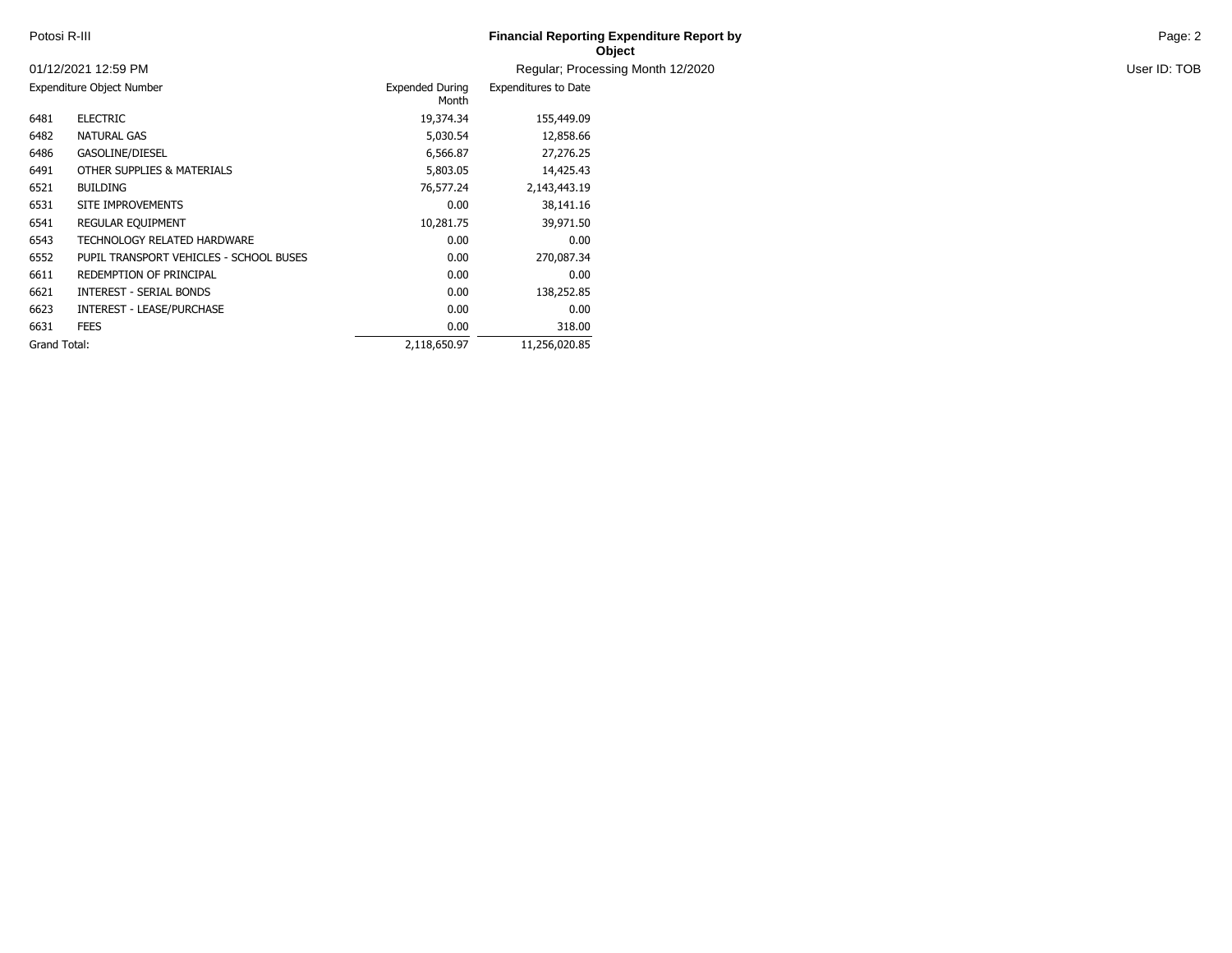| Expenditure Object Number | | Expended During Month | Expenditures to Date |
|---|---|---|---|
| 6481 | ELECTRIC | 19,374.34 | 155,449.09 |
| 6482 | NATURAL GAS | 5,030.54 | 12,858.66 |
| 6486 | GASOLINE/DIESEL | 6,566.87 | 27,276.25 |
| 6491 | OTHER SUPPLIES & MATERIALS | 5,803.05 | 14,425.43 |
| 6521 | BUILDING | 76,577.24 | 2,143,443.19 |
| 6531 | SITE IMPROVEMENTS | 0.00 | 38,141.16 |
| 6541 | REGULAR EQUIPMENT | 10,281.75 | 39,971.50 |
| 6543 | TECHNOLOGY RELATED HARDWARE | 0.00 | 0.00 |
| 6552 | PUPIL TRANSPORT VEHICLES - SCHOOL BUSES | 0.00 | 270,087.34 |
| 6611 | REDEMPTION OF PRINCIPAL | 0.00 | 0.00 |
| 6621 | INTEREST - SERIAL BONDS | 0.00 | 138,252.85 |
| 6623 | INTEREST - LEASE/PURCHASE | 0.00 | 0.00 |
| 6631 | FEES | 0.00 | 318.00 |
| Grand Total: | | 2,118,650.97 | 11,256,020.85 |